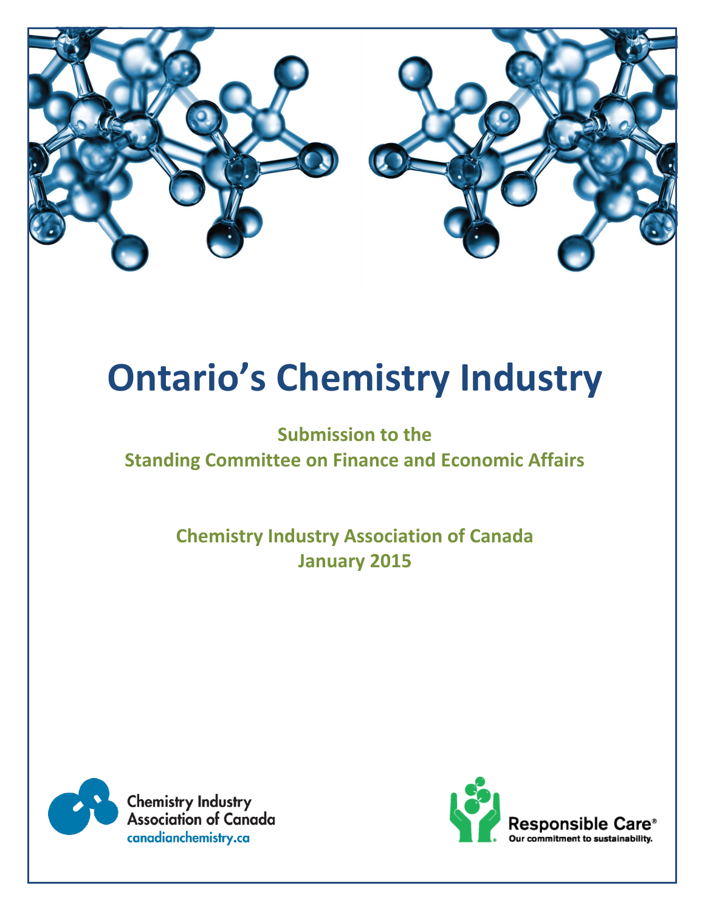# Ontario's Chemistry Industry

**Submission to the**
**Standing Committee on Finance and Economic Affairs**

**Chemistry Industry Association of Canada**
**January 2015**

Chemistry Industry Association of Canada
canadianchemistry.ca

Responsible Care®
Our commitment to sustainability.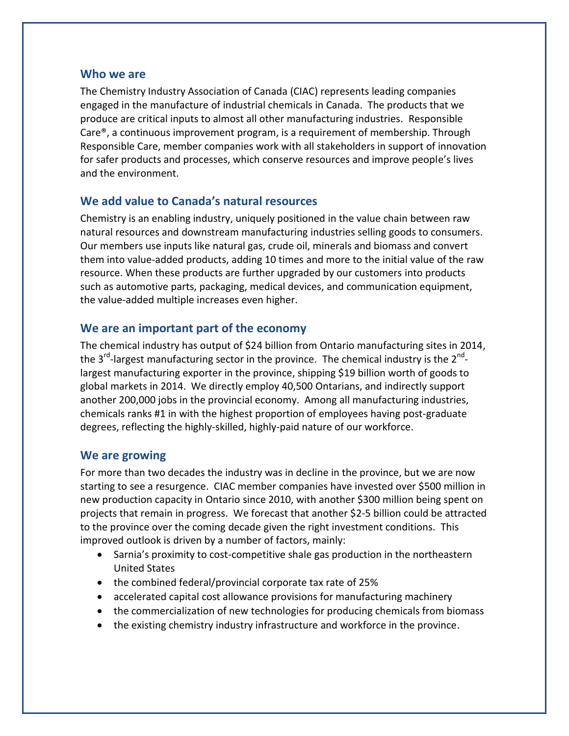## Who we are

The Chemistry Industry Association of Canada (CIAC) represents leading companies engaged in the manufacture of industrial chemicals in Canada. The products that we produce are critical inputs to almost all other manufacturing industries. Responsible Care®, a continuous improvement program, is a requirement of membership. Through Responsible Care, member companies work with all stakeholders in support of innovation for safer products and processes, which conserve resources and improve people's lives and the environment.

## We add value to Canada's natural resources

Chemistry is an enabling industry, uniquely positioned in the value chain between raw natural resources and downstream manufacturing industries selling goods to consumers. Our members use inputs like natural gas, crude oil, minerals and biomass and convert them into value-added products, adding 10 times and more to the initial value of the raw resource. When these products are further upgraded by our customers into products such as automotive parts, packaging, medical devices, and communication equipment, the value-added multiple increases even higher.

## We are an important part of the economy

The chemical industry has output of $24 billion from Ontario manufacturing sites in 2014, the 3rd-largest manufacturing sector in the province. The chemical industry is the 2nd-largest manufacturing exporter in the province, shipping $19 billion worth of goods to global markets in 2014. We directly employ 40,500 Ontarians, and indirectly support another 200,000 jobs in the provincial economy. Among all manufacturing industries, chemicals ranks #1 in with the highest proportion of employees having post-graduate degrees, reflecting the highly-skilled, highly-paid nature of our workforce.

## We are growing

For more than two decades the industry was in decline in the province, but we are now starting to see a resurgence. CIAC member companies have invested over $500 million in new production capacity in Ontario since 2010, with another $300 million being spent on projects that remain in progress. We forecast that another $2-5 billion could be attracted to the province over the coming decade given the right investment conditions. This improved outlook is driven by a number of factors, mainly:

- Sarnia's proximity to cost-competitive shale gas production in the northeastern United States
- the combined federal/provincial corporate tax rate of 25%
- accelerated capital cost allowance provisions for manufacturing machinery
- the commercialization of new technologies for producing chemicals from biomass
- the existing chemistry industry infrastructure and workforce in the province.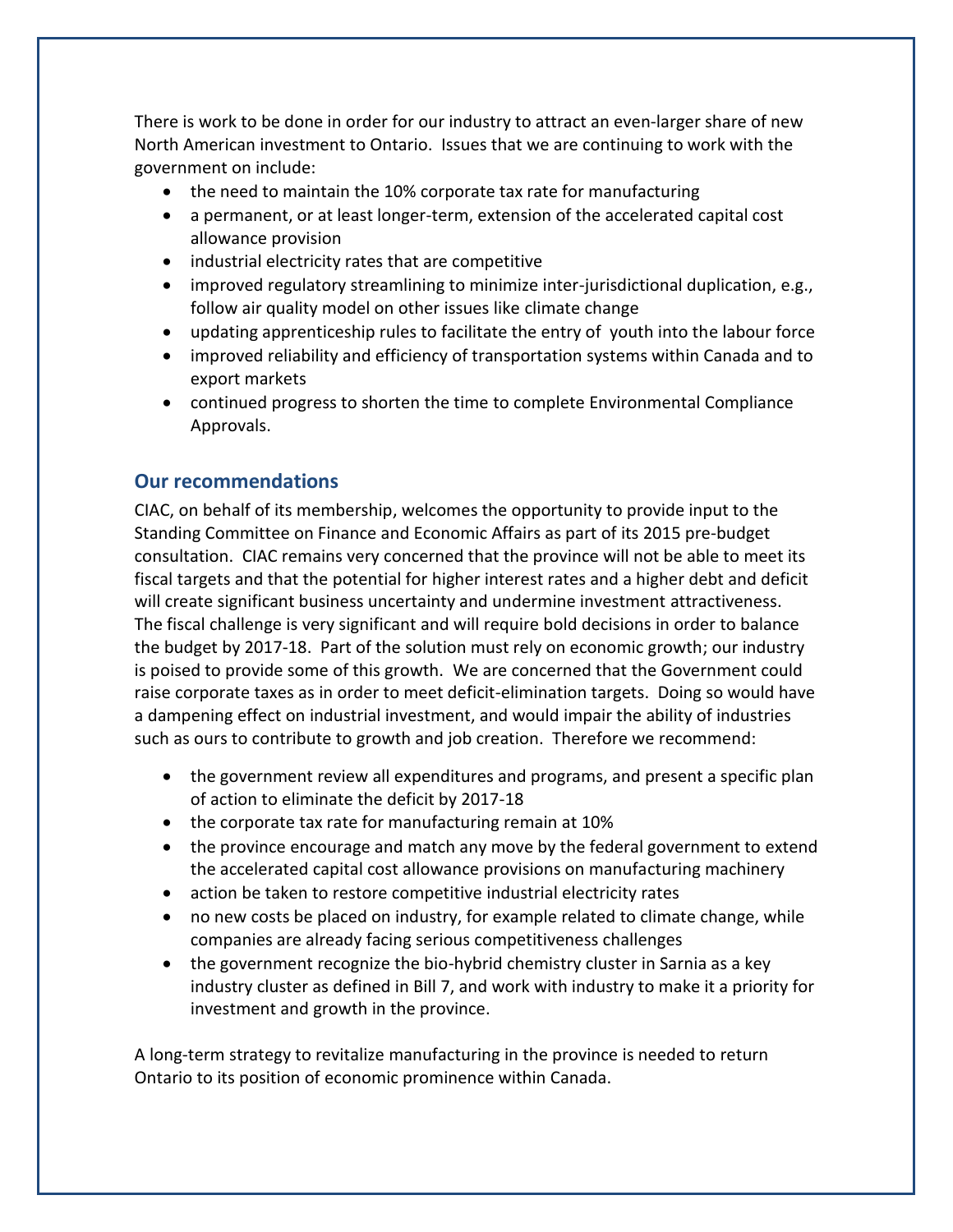There is work to be done in order for our industry to attract an even-larger share of new North American investment to Ontario. Issues that we are continuing to work with the government on include:

- the need to maintain the 10% corporate tax rate for manufacturing
- a permanent, or at least longer-term, extension of the accelerated capital cost allowance provision
- industrial electricity rates that are competitive
- improved regulatory streamlining to minimize inter-jurisdictional duplication, e.g., follow air quality model on other issues like climate change
- updating apprenticeship rules to facilitate the entry of youth into the labour force
- improved reliability and efficiency of transportation systems within Canada and to export markets
- continued progress to shorten the time to complete Environmental Compliance Approvals.

## Our recommendations

CIAC, on behalf of its membership, welcomes the opportunity to provide input to the Standing Committee on Finance and Economic Affairs as part of its 2015 pre-budget consultation. CIAC remains very concerned that the province will not be able to meet its fiscal targets and that the potential for higher interest rates and a higher debt and deficit will create significant business uncertainty and undermine investment attractiveness. The fiscal challenge is very significant and will require bold decisions in order to balance the budget by 2017-18. Part of the solution must rely on economic growth; our industry is poised to provide some of this growth. We are concerned that the Government could raise corporate taxes as in order to meet deficit-elimination targets. Doing so would have a dampening effect on industrial investment, and would impair the ability of industries such as ours to contribute to growth and job creation. Therefore we recommend:

- the government review all expenditures and programs, and present a specific plan of action to eliminate the deficit by 2017-18
- the corporate tax rate for manufacturing remain at 10%
- the province encourage and match any move by the federal government to extend the accelerated capital cost allowance provisions on manufacturing machinery
- action be taken to restore competitive industrial electricity rates
- no new costs be placed on industry, for example related to climate change, while companies are already facing serious competitiveness challenges
- the government recognize the bio-hybrid chemistry cluster in Sarnia as a key industry cluster as defined in Bill 7, and work with industry to make it a priority for investment and growth in the province.

A long-term strategy to revitalize manufacturing in the province is needed to return Ontario to its position of economic prominence within Canada.